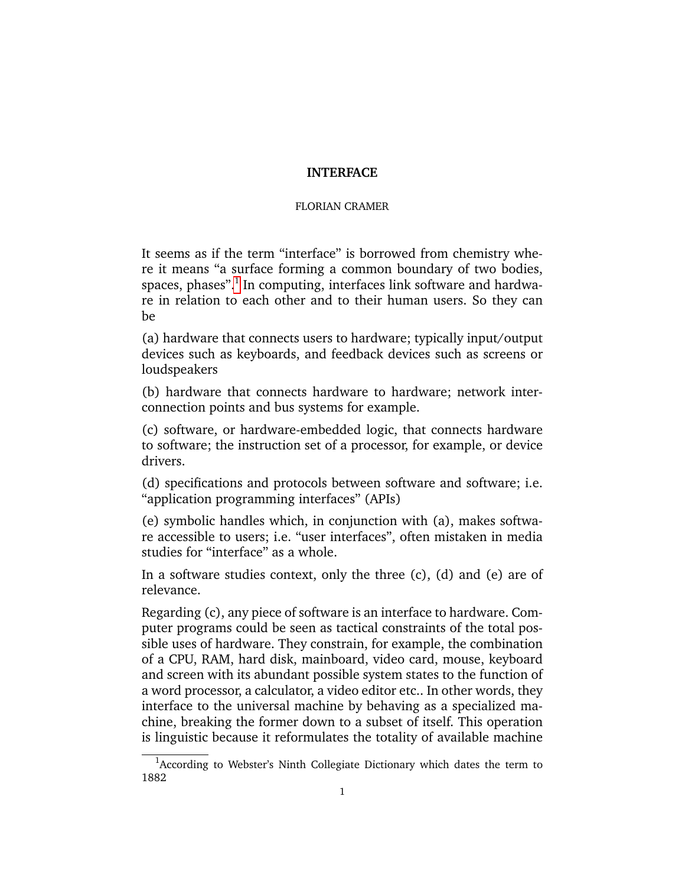# INTERFACE

FLORIAN CRAMER

It seems as if the term "interface" is borrowed from chemistry where it means "a surface forming a common boundary of two bodies, spaces, phases".[1] In computing, interfaces link software and hardware in relation to each other and to their human users. So they can be

(a) hardware that connects users to hardware; typically input/output devices such as keyboards, and feedback devices such as screens or loudspeakers

(b) hardware that connects hardware to hardware; network interconnection points and bus systems for example.

(c) software, or hardware-embedded logic, that connects hardware to software; the instruction set of a processor, for example, or device drivers.

(d) specifications and protocols between software and software; i.e. "application programming interfaces" (APIs)

(e) symbolic handles which, in conjunction with (a), makes software accessible to users; i.e. "user interfaces", often mistaken in media studies for "interface" as a whole.

In a software studies context, only the three (c), (d) and (e) are of relevance.

Regarding (c), any piece of software is an interface to hardware. Computer programs could be seen as tactical constraints of the total possible uses of hardware. They constrain, for example, the combination of a CPU, RAM, hard disk, mainboard, video card, mouse, keyboard and screen with its abundant possible system states to the function of a word processor, a calculator, a video editor etc.. In other words, they interface to the universal machine by behaving as a specialized machine, breaking the former down to a subset of itself. This operation is linguistic because it reformulates the totality of available machine

[1] According to Webster's Ninth Collegiate Dictionary which dates the term to 1882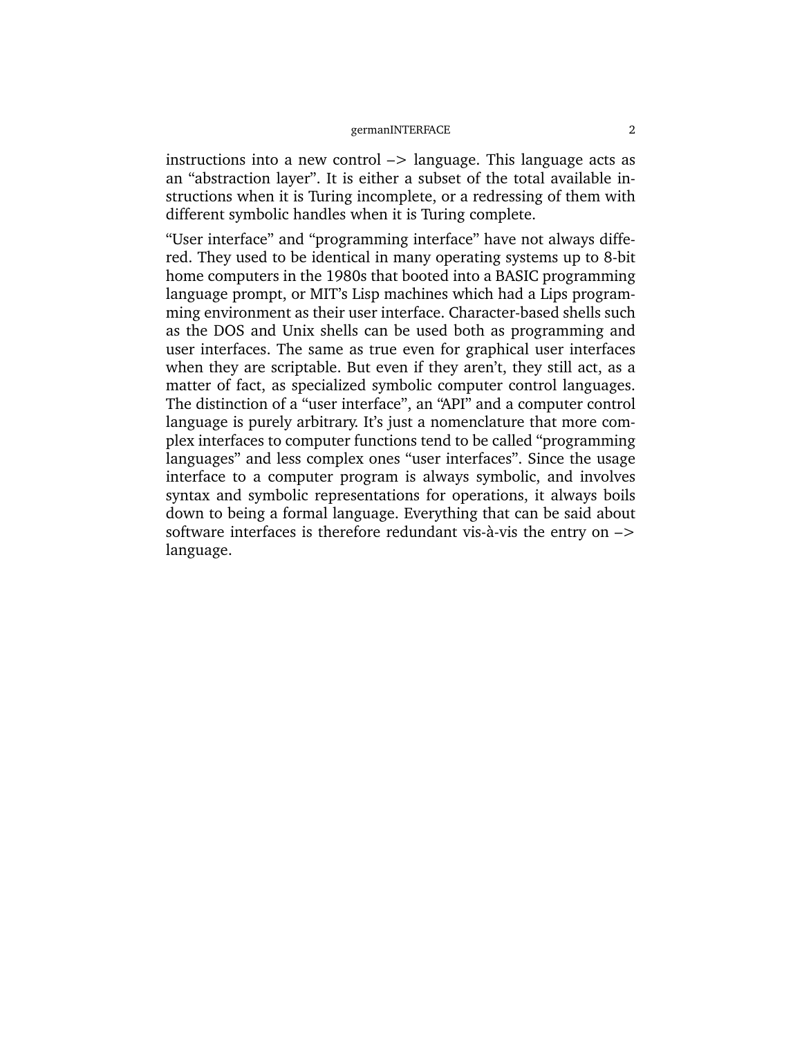instructions into a new control –> language. This language acts as an "abstraction layer". It is either a subset of the total available instructions when it is Turing incomplete, or a redressing of them with different symbolic handles when it is Turing complete.

"User interface" and "programming interface" have not always differed. They used to be identical in many operating systems up to 8-bit home computers in the 1980s that booted into a BASIC programming language prompt, or MIT's Lisp machines which had a Lips programming environment as their user interface. Character-based shells such as the DOS and Unix shells can be used both as programming and user interfaces. The same as true even for graphical user interfaces when they are scriptable. But even if they aren't, they still act, as a matter of fact, as specialized symbolic computer control languages. The distinction of a "user interface", an "API" and a computer control language is purely arbitrary. It's just a nomenclature that more complex interfaces to computer functions tend to be called "programming languages" and less complex ones "user interfaces". Since the usage interface to a computer program is always symbolic, and involves syntax and symbolic representations for operations, it always boils down to being a formal language. Everything that can be said about software interfaces is therefore redundant vis-à-vis the entry on –> language.